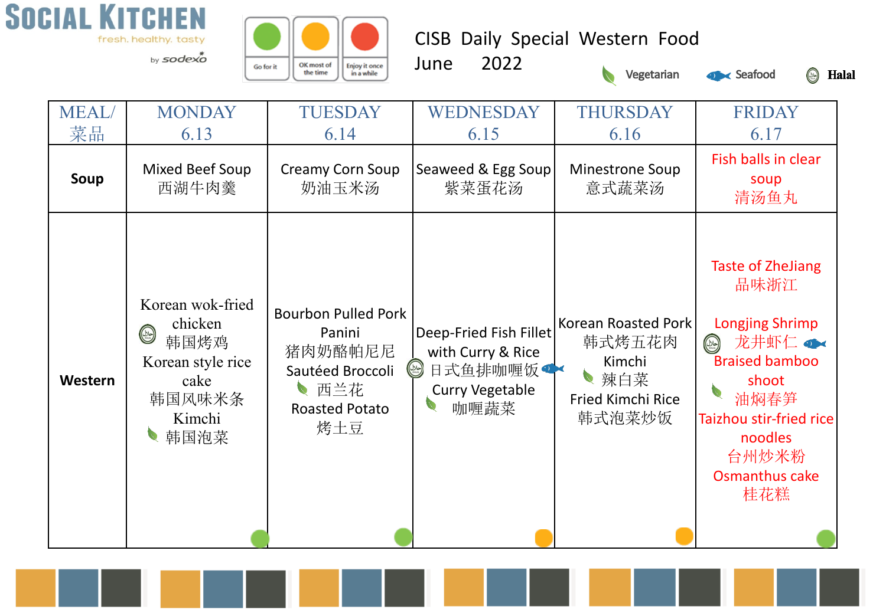**SOCIAL KITCHEN**
fresh. healthy. tasty
by sodexo

Go for it | OK most of the time | Enjoy it once in a while

# CISB Daily Special Western Food
## June 2022

Vegetarian | Seafood | Halal

| MEAL/ 菜品 | MONDAY 6.13 | TUESDAY 6.14 | WEDNESDAY 6.15 | THURSDAY 6.16 | FRIDAY 6.17 |
|---|---|---|---|---|---|
| **Soup** | Mixed Beef Soup 西湖牛肉羹 | Creamy Corn Soup 奶油玉米汤 | Seaweed & Egg Soup 紫菜蛋花汤 | Minestrone Soup 意式蔬菜汤 | Fish balls in clear soup 清汤鱼丸 |
| **Western** | Korean wok-fried chicken 韩国烤鸡 (Halal)<br>Korean style rice cake 韩国风味米条<br>Kimchi 韩国泡菜 (Vegetarian) | Bourbon Pulled Pork Panini 猪肉奶酪帕尼尼<br>Sautéed Broccoli 西兰花 (Vegetarian)<br>Roasted Potato 烤土豆 | Deep-Fried Fish Fillet with Curry & Rice 日式鱼排咖喱饭 (Halal, Seafood)<br>Curry Vegetable 咖喱蔬菜 (Vegetarian) | Korean Roasted Pork 韩式烤五花肉<br>Kimchi 辣白菜 (Vegetarian)<br>Fried Kimchi Rice 韩式泡菜炒饭 | Taste of ZheJiang 品味浙江<br>Longjing Shrimp 龙井虾仁 (Halal, Seafood)<br>Braised bamboo shoot 油焖春笋 (Vegetarian)<br>Taizhou stir-fried rice noodles 台州炒米粉<br>Osmanthus cake 桂花糕 |
| | Go for it | Go for it | OK most of the time | OK most of the time | Go for it |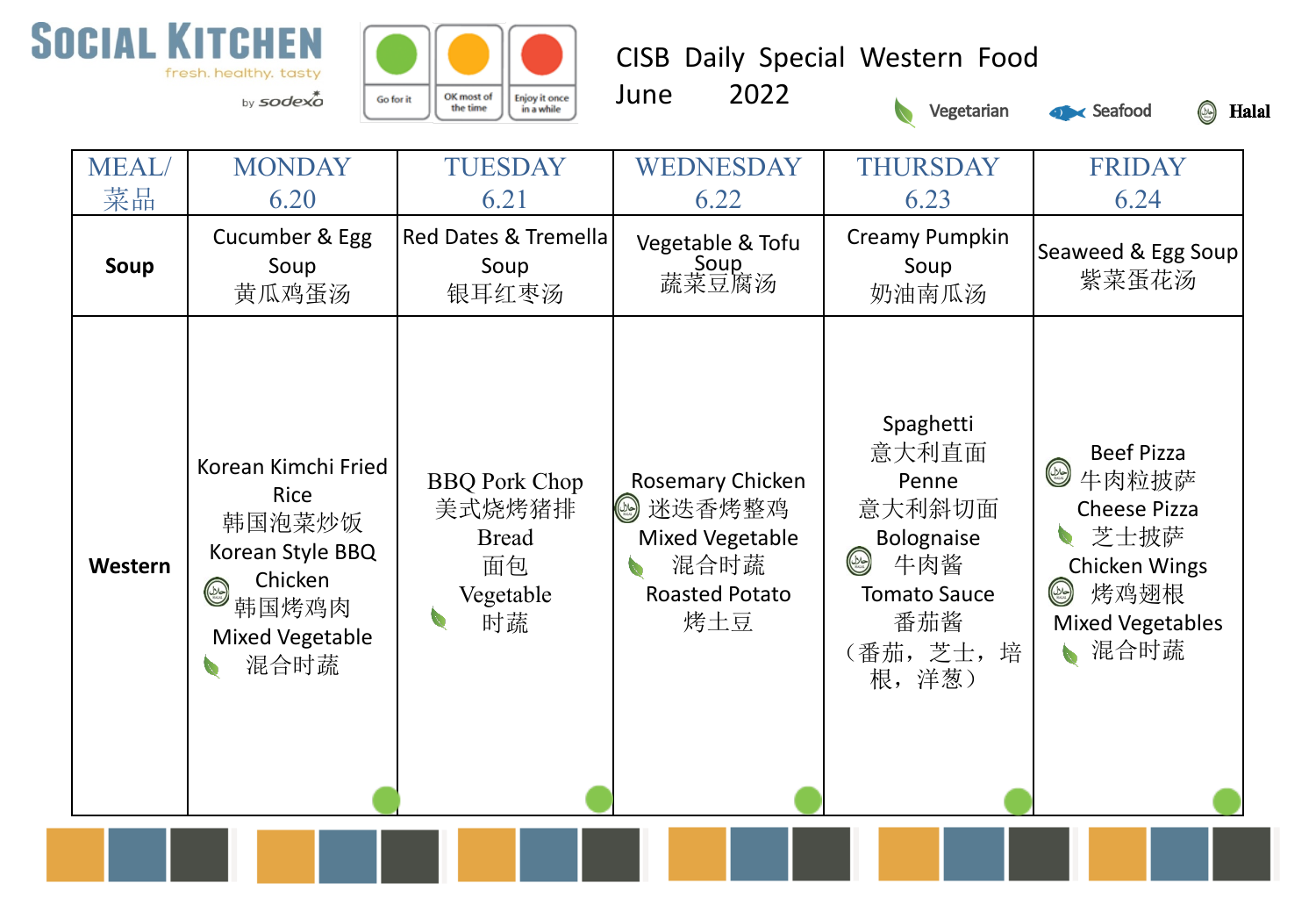# SOCIAL KITCHEN

fresh. healthy. tasty

by sodexo

Go for it | OK most of the time | Enjoy it once in a while

CISB Daily Special Western Food

June 2022

Vegetarian Seafood Halal

| MEAL/ 菜品 | MONDAY 6.20 | TUESDAY 6.21 | WEDNESDAY 6.22 | THURSDAY 6.23 | FRIDAY 6.24 |
|---|---|---|---|---|---|
| **Soup** | Cucumber & Egg Soup 黄瓜鸡蛋汤 | Red Dates & Tremella Soup 银耳红枣汤 | Vegetable & Tofu Soup 蔬菜豆腐汤 | Creamy Pumpkin Soup 奶油南瓜汤 | Seaweed & Egg Soup 紫菜蛋花汤 |
| **Western** | Korean Kimchi Fried Rice 韩国泡菜炒饭<br>Korean Style BBQ Chicken 韩国烤鸡肉 (Halal)<br>Mixed Vegetable 混合时蔬 (Vegetarian) | BBQ Pork Chop 美式烧烤猪排<br>Bread 面包<br>Vegetable 时蔬 (Vegetarian) | Rosemary Chicken 迷迭香烤整鸡 (Halal)<br>Mixed Vegetable 混合时蔬 (Vegetarian)<br>Roasted Potato 烤土豆 | Spaghetti 意大利直面<br>Penne 意大利斜切面<br>Bolognaise 牛肉酱 (Halal)<br>Tomato Sauce 番茄酱<br>（番茄，芝士，培根，洋葱） | Beef Pizza 牛肉粒披萨 (Halal)<br>Cheese Pizza 芝士披萨 (Vegetarian)<br>Chicken Wings 烤鸡翅根 (Halal)<br>Mixed Vegetables 混合时蔬 (Vegetarian) |